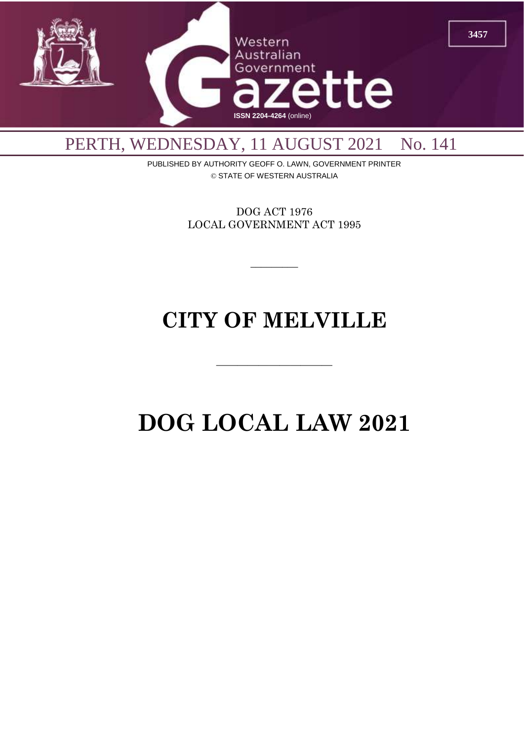# Western Australian Government Gazette

ISSN 2204-4264 (online)

PERTH, WEDNESDAY, 11 AUGUST 2021 No. 141

PUBLISHED BY AUTHORITY GEOFF O. LAWN, GOVERNMENT PRINTER

© STATE OF WESTERN AUSTRALIA

DOG ACT 1976

LOCAL GOVERNMENT ACT 1995

---

# CITY OF MELVILLE

---

# DOG LOCAL LAW 2021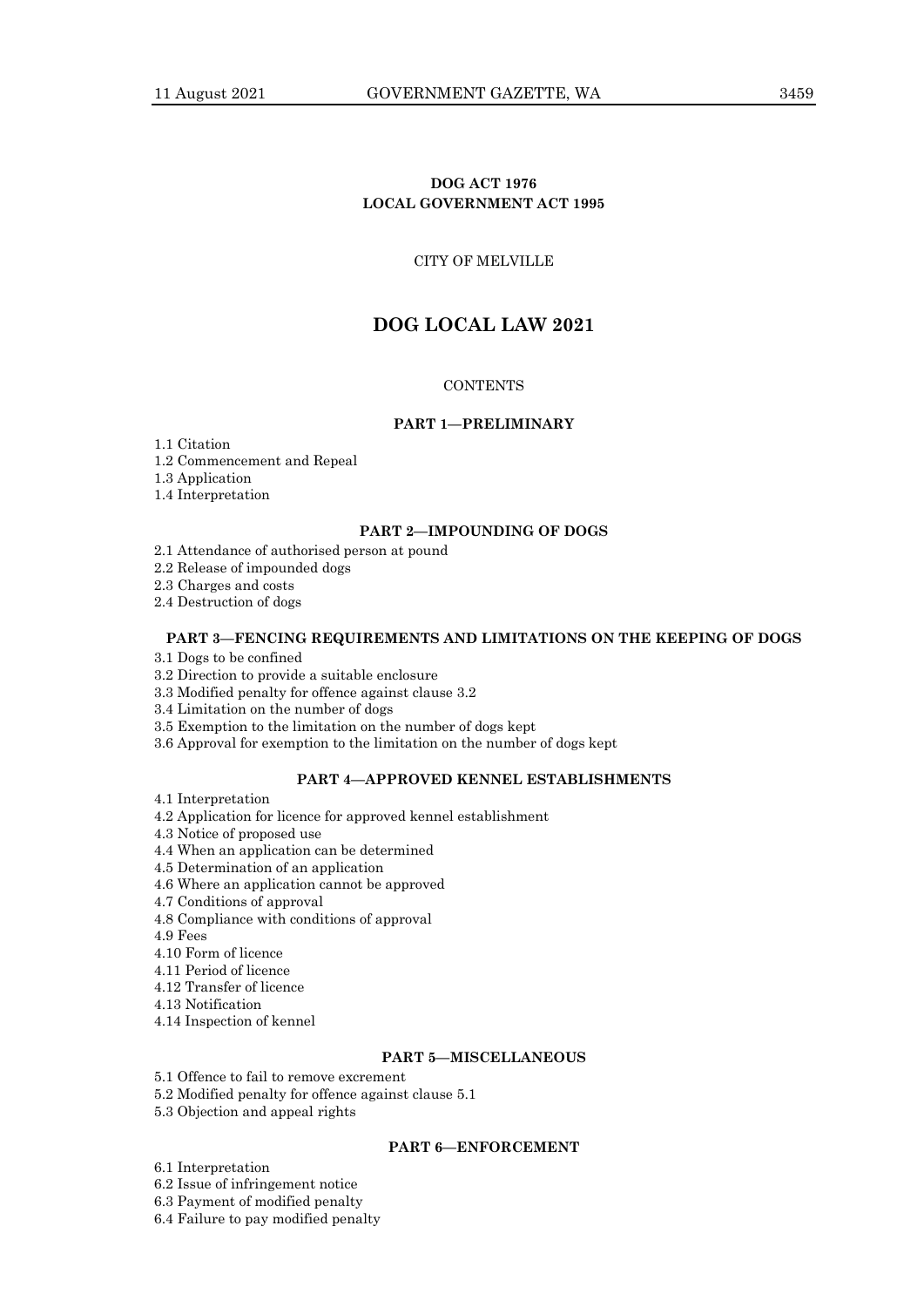**DOG ACT 1976**
**LOCAL GOVERNMENT ACT 1995**

CITY OF MELVILLE

# DOG LOCAL LAW 2021

CONTENTS

## PART 1—PRELIMINARY

1.1 Citation
1.2 Commencement and Repeal
1.3 Application
1.4 Interpretation

## PART 2—IMPOUNDING OF DOGS

2.1 Attendance of authorised person at pound
2.2 Release of impounded dogs
2.3 Charges and costs
2.4 Destruction of dogs

## PART 3—FENCING REQUIREMENTS AND LIMITATIONS ON THE KEEPING OF DOGS

3.1 Dogs to be confined
3.2 Direction to provide a suitable enclosure
3.3 Modified penalty for offence against clause 3.2
3.4 Limitation on the number of dogs
3.5 Exemption to the limitation on the number of dogs kept
3.6 Approval for exemption to the limitation on the number of dogs kept

## PART 4—APPROVED KENNEL ESTABLISHMENTS

4.1 Interpretation
4.2 Application for licence for approved kennel establishment
4.3 Notice of proposed use
4.4 When an application can be determined
4.5 Determination of an application
4.6 Where an application cannot be approved
4.7 Conditions of approval
4.8 Compliance with conditions of approval
4.9 Fees
4.10 Form of licence
4.11 Period of licence
4.12 Transfer of licence
4.13 Notification
4.14 Inspection of kennel

## PART 5—MISCELLANEOUS

5.1 Offence to fail to remove excrement
5.2 Modified penalty for offence against clause 5.1
5.3 Objection and appeal rights

## PART 6—ENFORCEMENT

6.1 Interpretation
6.2 Issue of infringement notice
6.3 Payment of modified penalty
6.4 Failure to pay modified penalty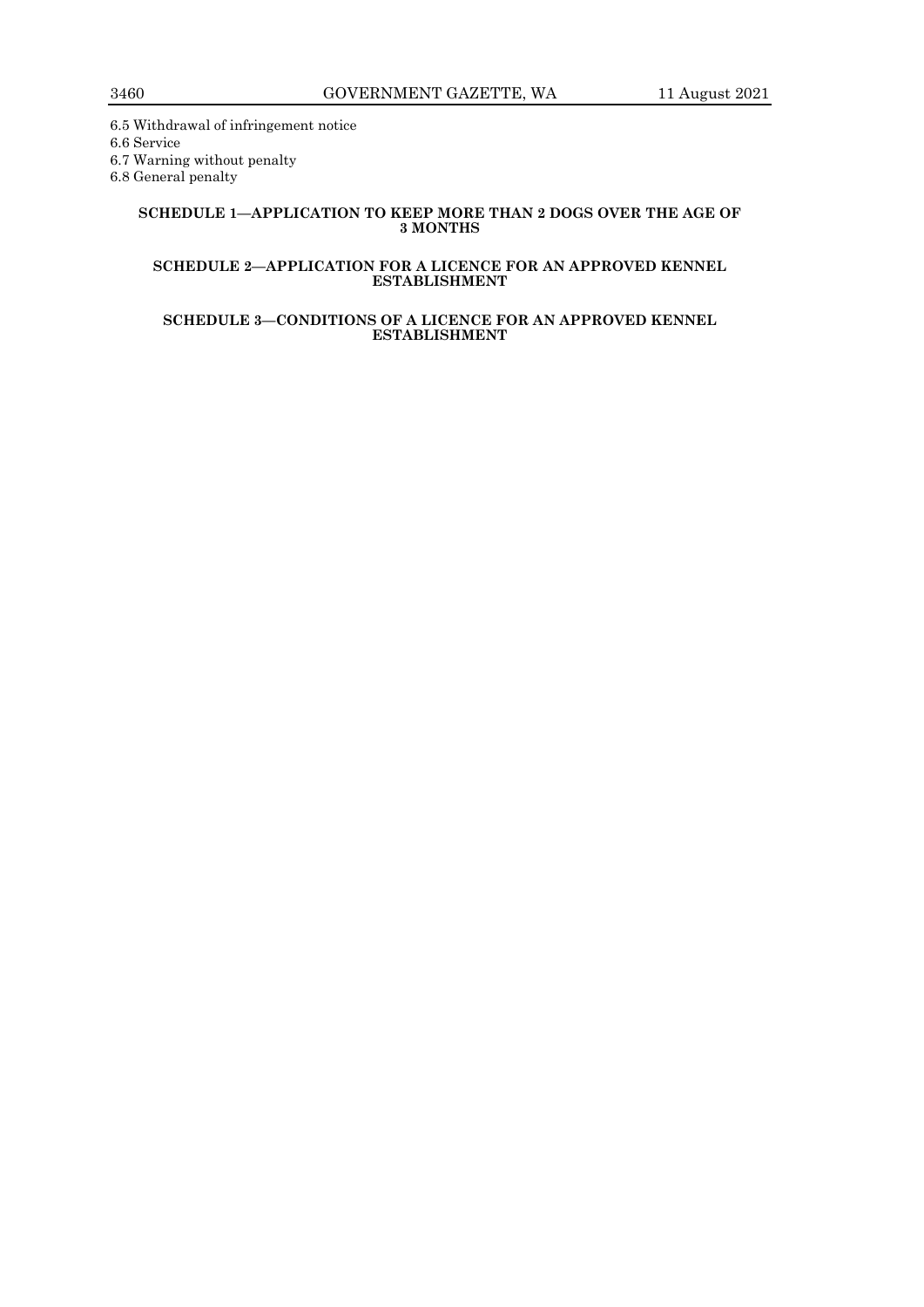6.5 Withdrawal of infringement notice

6.6 Service

6.7 Warning without penalty

6.8 General penalty

**SCHEDULE 1—APPLICATION TO KEEP MORE THAN 2 DOGS OVER THE AGE OF 3 MONTHS**

**SCHEDULE 2—APPLICATION FOR A LICENCE FOR AN APPROVED KENNEL ESTABLISHMENT**

**SCHEDULE 3—CONDITIONS OF A LICENCE FOR AN APPROVED KENNEL ESTABLISHMENT**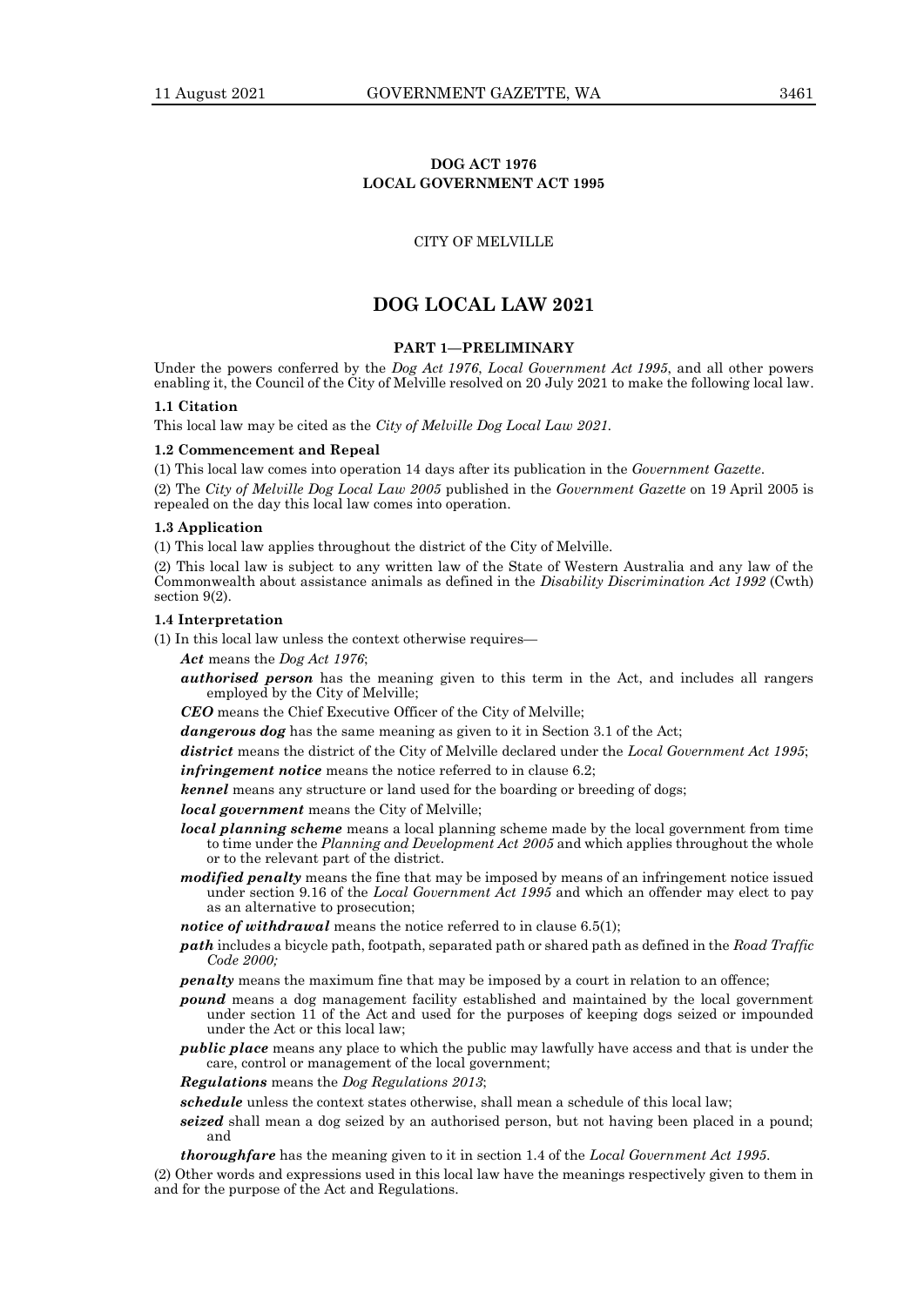**DOG ACT 1976**
**LOCAL GOVERNMENT ACT 1995**

CITY OF MELVILLE

# DOG LOCAL LAW 2021

## PART 1—PRELIMINARY

Under the powers conferred by the *Dog Act 1976*, *Local Government Act 1995*, and all other powers enabling it, the Council of the City of Melville resolved on 20 July 2021 to make the following local law.

### 1.1 Citation

This local law may be cited as the *City of Melville Dog Local Law 2021*.

### 1.2 Commencement and Repeal

(1) This local law comes into operation 14 days after its publication in the *Government Gazette*.

(2) The *City of Melville Dog Local Law 2005* published in the *Government Gazette* on 19 April 2005 is repealed on the day this local law comes into operation.

### 1.3 Application

(1) This local law applies throughout the district of the City of Melville.

(2) This local law is subject to any written law of the State of Western Australia and any law of the Commonwealth about assistance animals as defined in the *Disability Discrimination Act 1992* (Cwth) section 9(2).

### 1.4 Interpretation

(1) In this local law unless the context otherwise requires—

***Act*** means the *Dog Act 1976*;

***authorised person*** has the meaning given to this term in the Act, and includes all rangers employed by the City of Melville;

***CEO*** means the Chief Executive Officer of the City of Melville;

***dangerous dog*** has the same meaning as given to it in Section 3.1 of the Act;

***district*** means the district of the City of Melville declared under the *Local Government Act 1995*;

***infringement notice*** means the notice referred to in clause 6.2;

***kennel*** means any structure or land used for the boarding or breeding of dogs;

***local government*** means the City of Melville;

***local planning scheme*** means a local planning scheme made by the local government from time to time under the *Planning and Development Act 2005* and which applies throughout the whole or to the relevant part of the district.

***modified penalty*** means the fine that may be imposed by means of an infringement notice issued under section 9.16 of the *Local Government Act 1995* and which an offender may elect to pay as an alternative to prosecution;

***notice of withdrawal*** means the notice referred to in clause 6.5(1);

***path*** includes a bicycle path, footpath, separated path or shared path as defined in the *Road Traffic Code 2000;*

***penalty*** means the maximum fine that may be imposed by a court in relation to an offence;

***pound*** means a dog management facility established and maintained by the local government under section 11 of the Act and used for the purposes of keeping dogs seized or impounded under the Act or this local law;

***public place*** means any place to which the public may lawfully have access and that is under the care, control or management of the local government;

***Regulations*** means the *Dog Regulations 2013*;

***schedule*** unless the context states otherwise, shall mean a schedule of this local law;

***seized*** shall mean a dog seized by an authorised person, but not having been placed in a pound; and

***thoroughfare*** has the meaning given to it in section 1.4 of the *Local Government Act 1995*.

(2) Other words and expressions used in this local law have the meanings respectively given to them in and for the purpose of the Act and Regulations.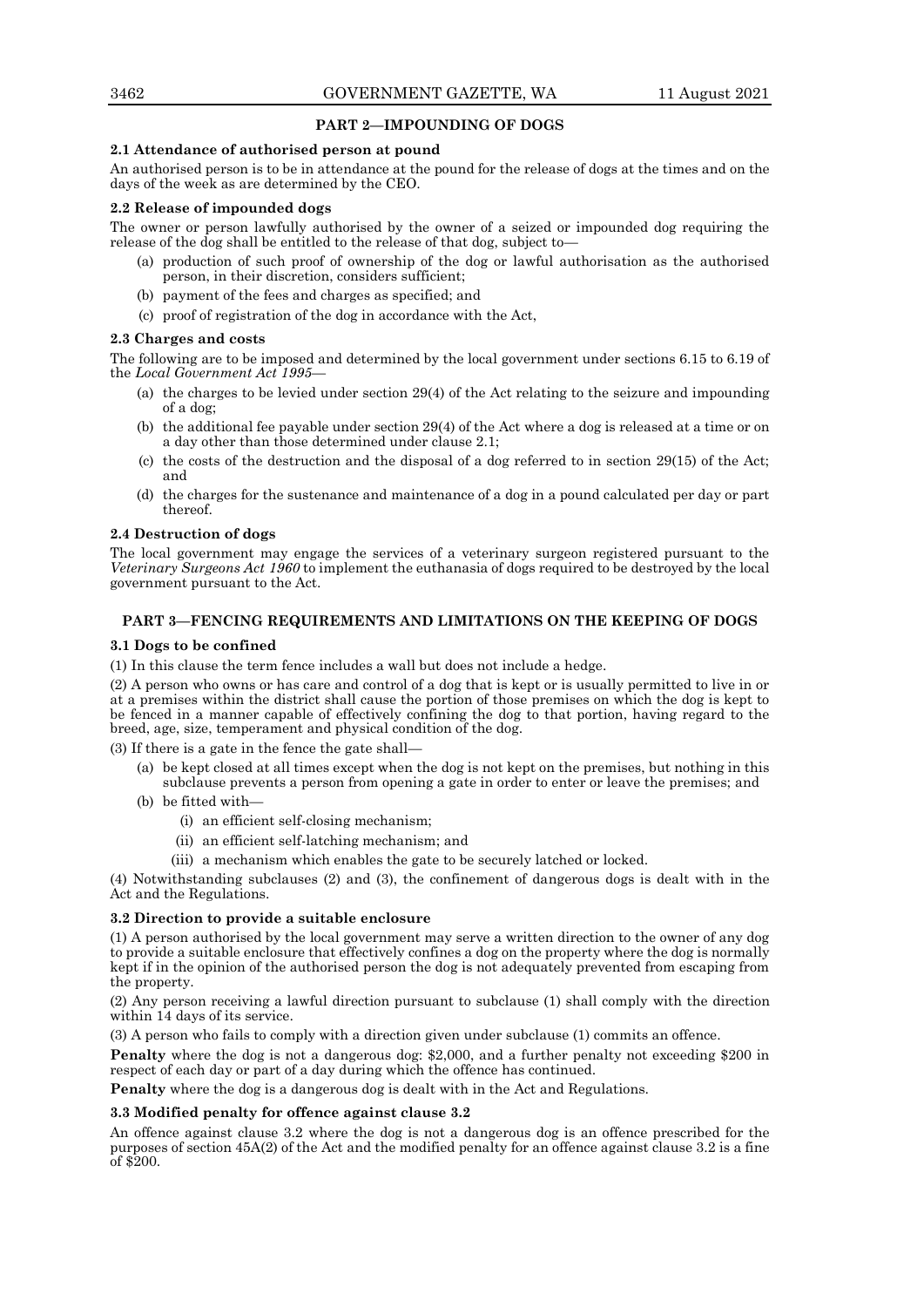## PART 2—IMPOUNDING OF DOGS

**2.1 Attendance of authorised person at pound**

An authorised person is to be in attendance at the pound for the release of dogs at the times and on the days of the week as are determined by the CEO.

**2.2 Release of impounded dogs**

The owner or person lawfully authorised by the owner of a seized or impounded dog requiring the release of the dog shall be entitled to the release of that dog, subject to—

(a) production of such proof of ownership of the dog or lawful authorisation as the authorised person, in their discretion, considers sufficient;

(b) payment of the fees and charges as specified; and

(c) proof of registration of the dog in accordance with the Act,

**2.3 Charges and costs**

The following are to be imposed and determined by the local government under sections 6.15 to 6.19 of the *Local Government Act 1995*—

(a) the charges to be levied under section 29(4) of the Act relating to the seizure and impounding of a dog;

(b) the additional fee payable under section 29(4) of the Act where a dog is released at a time or on a day other than those determined under clause 2.1;

(c) the costs of the destruction and the disposal of a dog referred to in section 29(15) of the Act; and

(d) the charges for the sustenance and maintenance of a dog in a pound calculated per day or part thereof.

**2.4 Destruction of dogs**

The local government may engage the services of a veterinary surgeon registered pursuant to the *Veterinary Surgeons Act 1960* to implement the euthanasia of dogs required to be destroyed by the local government pursuant to the Act.

## PART 3—FENCING REQUIREMENTS AND LIMITATIONS ON THE KEEPING OF DOGS

**3.1 Dogs to be confined**

(1) In this clause the term fence includes a wall but does not include a hedge.

(2) A person who owns or has care and control of a dog that is kept or is usually permitted to live in or at a premises within the district shall cause the portion of those premises on which the dog is kept to be fenced in a manner capable of effectively confining the dog to that portion, having regard to the breed, age, size, temperament and physical condition of the dog.

(3) If there is a gate in the fence the gate shall—

(a) be kept closed at all times except when the dog is not kept on the premises, but nothing in this subclause prevents a person from opening a gate in order to enter or leave the premises; and

(b) be fitted with—

(i) an efficient self-closing mechanism;

(ii) an efficient self-latching mechanism; and

(iii) a mechanism which enables the gate to be securely latched or locked.

(4) Notwithstanding subclauses (2) and (3), the confinement of dangerous dogs is dealt with in the Act and the Regulations.

**3.2 Direction to provide a suitable enclosure**

(1) A person authorised by the local government may serve a written direction to the owner of any dog to provide a suitable enclosure that effectively confines a dog on the property where the dog is normally kept if in the opinion of the authorised person the dog is not adequately prevented from escaping from the property.

(2) Any person receiving a lawful direction pursuant to subclause (1) shall comply with the direction within 14 days of its service.

(3) A person who fails to comply with a direction given under subclause (1) commits an offence.

**Penalty** where the dog is not a dangerous dog: $2,000, and a further penalty not exceeding $200 in respect of each day or part of a day during which the offence has continued.

**Penalty** where the dog is a dangerous dog is dealt with in the Act and Regulations.

**3.3 Modified penalty for offence against clause 3.2**

An offence against clause 3.2 where the dog is not a dangerous dog is an offence prescribed for the purposes of section 45A(2) of the Act and the modified penalty for an offence against clause 3.2 is a fine of $200.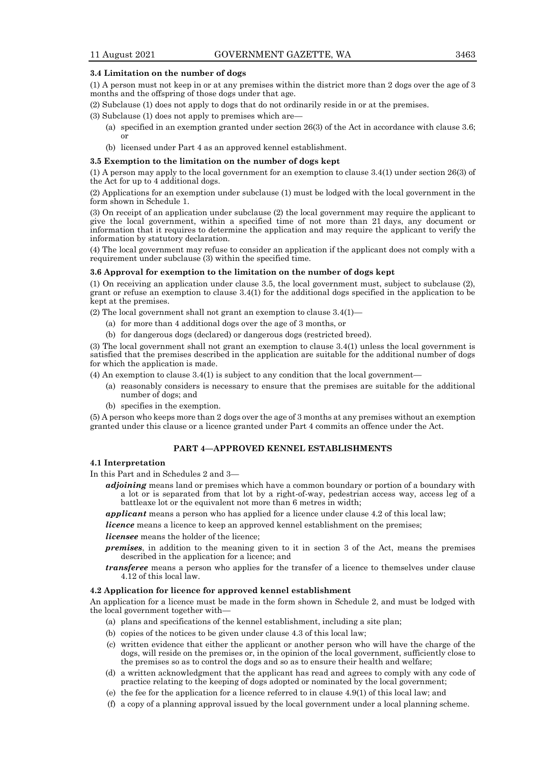**3.4 Limitation on the number of dogs**

(1) A person must not keep in or at any premises within the district more than 2 dogs over the age of 3 months and the offspring of those dogs under that age.

(2) Subclause (1) does not apply to dogs that do not ordinarily reside in or at the premises.

(3) Subclause (1) does not apply to premises which are—

- (a) specified in an exemption granted under section 26(3) of the Act in accordance with clause 3.6; or
- (b) licensed under Part 4 as an approved kennel establishment.

**3.5 Exemption to the limitation on the number of dogs kept**

(1) A person may apply to the local government for an exemption to clause 3.4(1) under section 26(3) of the Act for up to 4 additional dogs.

(2) Applications for an exemption under subclause (1) must be lodged with the local government in the form shown in Schedule 1.

(3) On receipt of an application under subclause (2) the local government may require the applicant to give the local government, within a specified time of not more than 21 days, any document or information that it requires to determine the application and may require the applicant to verify the information by statutory declaration.

(4) The local government may refuse to consider an application if the applicant does not comply with a requirement under subclause (3) within the specified time.

**3.6 Approval for exemption to the limitation on the number of dogs kept**

(1) On receiving an application under clause 3.5, the local government must, subject to subclause (2), grant or refuse an exemption to clause 3.4(1) for the additional dogs specified in the application to be kept at the premises.

(2) The local government shall not grant an exemption to clause 3.4(1)—

- (a) for more than 4 additional dogs over the age of 3 months, or
- (b) for dangerous dogs (declared) or dangerous dogs (restricted breed).

(3) The local government shall not grant an exemption to clause 3.4(1) unless the local government is satisfied that the premises described in the application are suitable for the additional number of dogs for which the application is made.

(4) An exemption to clause 3.4(1) is subject to any condition that the local government—

- (a) reasonably considers is necessary to ensure that the premises are suitable for the additional number of dogs; and
- (b) specifies in the exemption.

(5) A person who keeps more than 2 dogs over the age of 3 months at any premises without an exemption granted under this clause or a licence granted under Part 4 commits an offence under the Act.

## PART 4—APPROVED KENNEL ESTABLISHMENTS

**4.1 Interpretation**

In this Part and in Schedules 2 and 3—

***adjoining*** means land or premises which have a common boundary or portion of a boundary with a lot or is separated from that lot by a right-of-way, pedestrian access way, access leg of a battleaxe lot or the equivalent not more than 6 metres in width;

***applicant*** means a person who has applied for a licence under clause 4.2 of this local law;

***licence*** means a licence to keep an approved kennel establishment on the premises;

***licensee*** means the holder of the licence;

***premises***, in addition to the meaning given to it in section 3 of the Act, means the premises described in the application for a licence; and

***transferee*** means a person who applies for the transfer of a licence to themselves under clause 4.12 of this local law.

**4.2 Application for licence for approved kennel establishment**

An application for a licence must be made in the form shown in Schedule 2, and must be lodged with the local government together with—

- (a) plans and specifications of the kennel establishment, including a site plan;
- (b) copies of the notices to be given under clause 4.3 of this local law;
- (c) written evidence that either the applicant or another person who will have the charge of the dogs, will reside on the premises or, in the opinion of the local government, sufficiently close to the premises so as to control the dogs and so as to ensure their health and welfare;
- (d) a written acknowledgment that the applicant has read and agrees to comply with any code of practice relating to the keeping of dogs adopted or nominated by the local government;
- (e) the fee for the application for a licence referred to in clause 4.9(1) of this local law; and
- (f) a copy of a planning approval issued by the local government under a local planning scheme.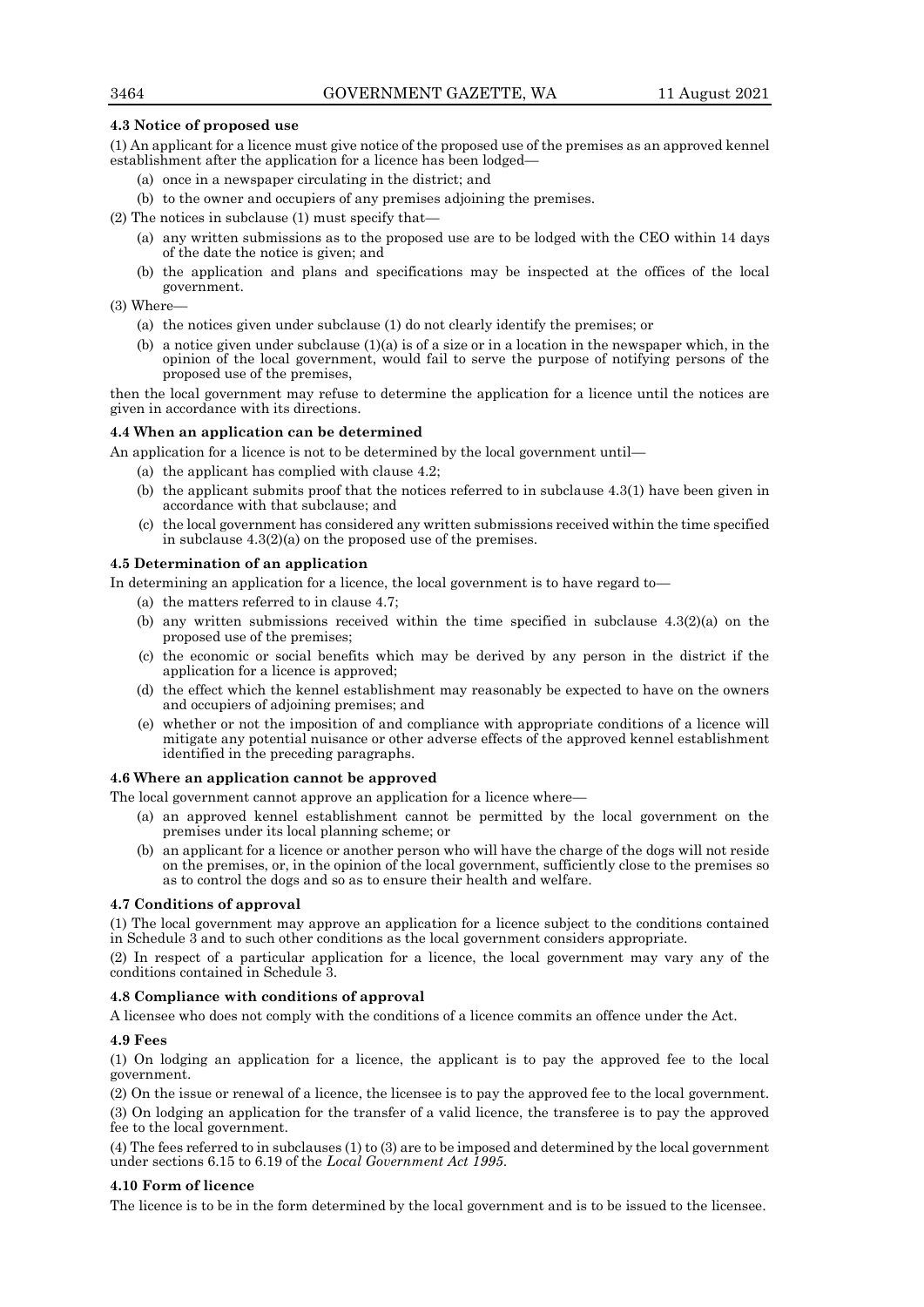**4.3 Notice of proposed use**

(1) An applicant for a licence must give notice of the proposed use of the premises as an approved kennel establishment after the application for a licence has been lodged—

(a) once in a newspaper circulating in the district; and

(b) to the owner and occupiers of any premises adjoining the premises.

(2) The notices in subclause (1) must specify that—

(a) any written submissions as to the proposed use are to be lodged with the CEO within 14 days of the date the notice is given; and

(b) the application and plans and specifications may be inspected at the offices of the local government.

(3) Where—

(a) the notices given under subclause (1) do not clearly identify the premises; or

(b) a notice given under subclause (1)(a) is of a size or in a location in the newspaper which, in the opinion of the local government, would fail to serve the purpose of notifying persons of the proposed use of the premises,

then the local government may refuse to determine the application for a licence until the notices are given in accordance with its directions.

**4.4 When an application can be determined**

An application for a licence is not to be determined by the local government until—

(a) the applicant has complied with clause 4.2;

(b) the applicant submits proof that the notices referred to in subclause 4.3(1) have been given in accordance with that subclause; and

(c) the local government has considered any written submissions received within the time specified in subclause 4.3(2)(a) on the proposed use of the premises.

**4.5 Determination of an application**

In determining an application for a licence, the local government is to have regard to—

(a) the matters referred to in clause 4.7;

(b) any written submissions received within the time specified in subclause 4.3(2)(a) on the proposed use of the premises;

(c) the economic or social benefits which may be derived by any person in the district if the application for a licence is approved;

(d) the effect which the kennel establishment may reasonably be expected to have on the owners and occupiers of adjoining premises; and

(e) whether or not the imposition of and compliance with appropriate conditions of a licence will mitigate any potential nuisance or other adverse effects of the approved kennel establishment identified in the preceding paragraphs.

**4.6 Where an application cannot be approved**

The local government cannot approve an application for a licence where—

(a) an approved kennel establishment cannot be permitted by the local government on the premises under its local planning scheme; or

(b) an applicant for a licence or another person who will have the charge of the dogs will not reside on the premises, or, in the opinion of the local government, sufficiently close to the premises so as to control the dogs and so as to ensure their health and welfare.

**4.7 Conditions of approval**

(1) The local government may approve an application for a licence subject to the conditions contained in Schedule 3 and to such other conditions as the local government considers appropriate.

(2) In respect of a particular application for a licence, the local government may vary any of the conditions contained in Schedule 3.

**4.8 Compliance with conditions of approval**

A licensee who does not comply with the conditions of a licence commits an offence under the Act.

**4.9 Fees**

(1) On lodging an application for a licence, the applicant is to pay the approved fee to the local government.

(2) On the issue or renewal of a licence, the licensee is to pay the approved fee to the local government.

(3) On lodging an application for the transfer of a valid licence, the transferee is to pay the approved fee to the local government.

(4) The fees referred to in subclauses (1) to (3) are to be imposed and determined by the local government under sections 6.15 to 6.19 of the *Local Government Act 1995*.

**4.10 Form of licence**

The licence is to be in the form determined by the local government and is to be issued to the licensee.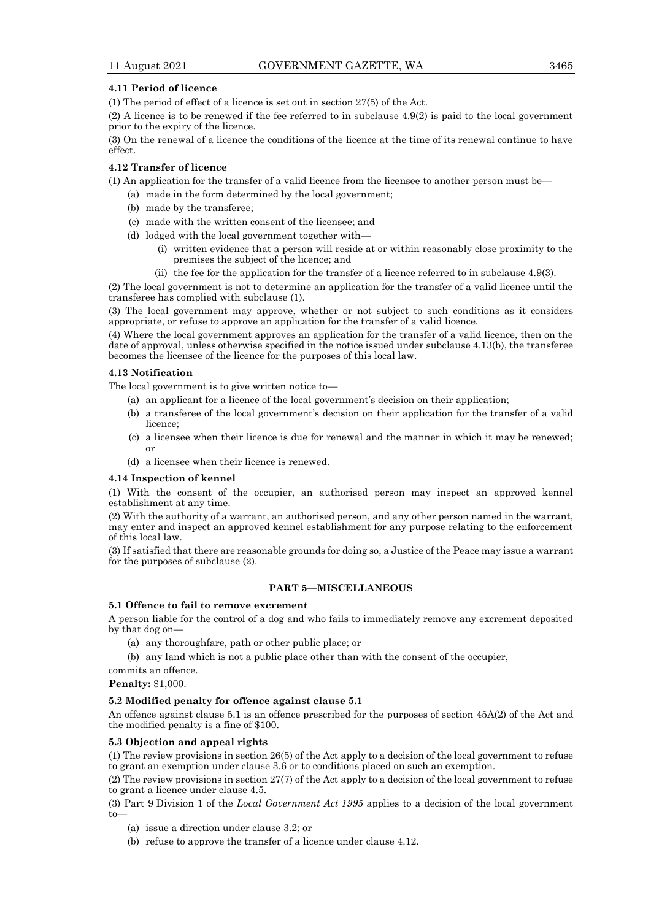### 4.11 Period of licence

(1) The period of effect of a licence is set out in section 27(5) of the Act.

(2) A licence is to be renewed if the fee referred to in subclause 4.9(2) is paid to the local government prior to the expiry of the licence.

(3) On the renewal of a licence the conditions of the licence at the time of its renewal continue to have effect.

### 4.12 Transfer of licence

(1) An application for the transfer of a valid licence from the licensee to another person must be—

- (a) made in the form determined by the local government;
- (b) made by the transferee;
- (c) made with the written consent of the licensee; and
- (d) lodged with the local government together with—
  - (i) written evidence that a person will reside at or within reasonably close proximity to the premises the subject of the licence; and
  - (ii) the fee for the application for the transfer of a licence referred to in subclause 4.9(3).

(2) The local government is not to determine an application for the transfer of a valid licence until the transferee has complied with subclause (1).

(3) The local government may approve, whether or not subject to such conditions as it considers appropriate, or refuse to approve an application for the transfer of a valid licence.

(4) Where the local government approves an application for the transfer of a valid licence, then on the date of approval, unless otherwise specified in the notice issued under subclause 4.13(b), the transferee becomes the licensee of the licence for the purposes of this local law.

### 4.13 Notification

The local government is to give written notice to—

- (a) an applicant for a licence of the local government's decision on their application;
- (b) a transferee of the local government's decision on their application for the transfer of a valid licence;
- (c) a licensee when their licence is due for renewal and the manner in which it may be renewed; or
- (d) a licensee when their licence is renewed.

### 4.14 Inspection of kennel

(1) With the consent of the occupier, an authorised person may inspect an approved kennel establishment at any time.

(2) With the authority of a warrant, an authorised person, and any other person named in the warrant, may enter and inspect an approved kennel establishment for any purpose relating to the enforcement of this local law.

(3) If satisfied that there are reasonable grounds for doing so, a Justice of the Peace may issue a warrant for the purposes of subclause (2).

## PART 5—MISCELLANEOUS

### 5.1 Offence to fail to remove excrement

A person liable for the control of a dog and who fails to immediately remove any excrement deposited by that dog on—

- (a) any thoroughfare, path or other public place; or
- (b) any land which is not a public place other than with the consent of the occupier,

commits an offence.

**Penalty:** $1,000.

### 5.2 Modified penalty for offence against clause 5.1

An offence against clause 5.1 is an offence prescribed for the purposes of section 45A(2) of the Act and the modified penalty is a fine of $100.

### 5.3 Objection and appeal rights

(1) The review provisions in section 26(5) of the Act apply to a decision of the local government to refuse to grant an exemption under clause 3.6 or to conditions placed on such an exemption.

(2) The review provisions in section 27(7) of the Act apply to a decision of the local government to refuse to grant a licence under clause 4.5.

(3) Part 9 Division 1 of the *Local Government Act 1995* applies to a decision of the local government to—

- (a) issue a direction under clause 3.2; or
- (b) refuse to approve the transfer of a licence under clause 4.12.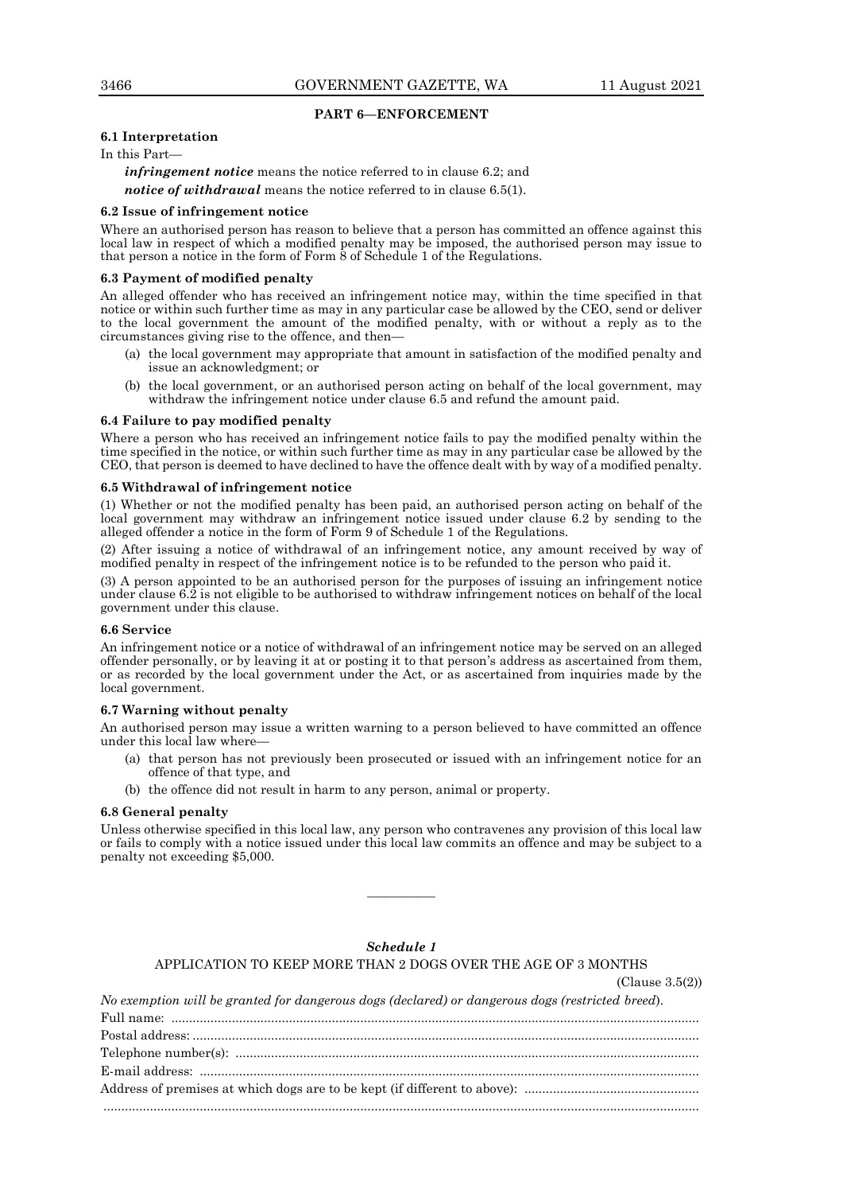## PART 6—ENFORCEMENT

### 6.1 Interpretation

In this Part—

***infringement notice*** means the notice referred to in clause 6.2; and

***notice of withdrawal*** means the notice referred to in clause 6.5(1).

### 6.2 Issue of infringement notice

Where an authorised person has reason to believe that a person has committed an offence against this local law in respect of which a modified penalty may be imposed, the authorised person may issue to that person a notice in the form of Form 8 of Schedule 1 of the Regulations.

### 6.3 Payment of modified penalty

An alleged offender who has received an infringement notice may, within the time specified in that notice or within such further time as may in any particular case be allowed by the CEO, send or deliver to the local government the amount of the modified penalty, with or without a reply as to the circumstances giving rise to the offence, and then—

(a) the local government may appropriate that amount in satisfaction of the modified penalty and issue an acknowledgment; or

(b) the local government, or an authorised person acting on behalf of the local government, may withdraw the infringement notice under clause 6.5 and refund the amount paid.

### 6.4 Failure to pay modified penalty

Where a person who has received an infringement notice fails to pay the modified penalty within the time specified in the notice, or within such further time as may in any particular case be allowed by the CEO, that person is deemed to have declined to have the offence dealt with by way of a modified penalty.

### 6.5 Withdrawal of infringement notice

(1) Whether or not the modified penalty has been paid, an authorised person acting on behalf of the local government may withdraw an infringement notice issued under clause 6.2 by sending to the alleged offender a notice in the form of Form 9 of Schedule 1 of the Regulations.

(2) After issuing a notice of withdrawal of an infringement notice, any amount received by way of modified penalty in respect of the infringement notice is to be refunded to the person who paid it.

(3) A person appointed to be an authorised person for the purposes of issuing an infringement notice under clause 6.2 is not eligible to be authorised to withdraw infringement notices on behalf of the local government under this clause.

### 6.6 Service

An infringement notice or a notice of withdrawal of an infringement notice may be served on an alleged offender personally, or by leaving it at or posting it to that person's address as ascertained from them, or as recorded by the local government under the Act, or as ascertained from inquiries made by the local government.

### 6.7 Warning without penalty

An authorised person may issue a written warning to a person believed to have committed an offence under this local law where—

(a) that person has not previously been prosecuted or issued with an infringement notice for an offence of that type, and

(b) the offence did not result in harm to any person, animal or property.

### 6.8 General penalty

Unless otherwise specified in this local law, any person who contravenes any provision of this local law or fails to comply with a notice issued under this local law commits an offence and may be subject to a penalty not exceeding $5,000.

---

### *Schedule 1*

APPLICATION TO KEEP MORE THAN 2 DOGS OVER THE AGE OF 3 MONTHS

(Clause 3.5(2))

*No exemption will be granted for dangerous dogs (declared) or dangerous dogs (restricted breed).*

Full name: ..................................................................................................................................

Postal address: ............................................................................................................................

Telephone number(s): ................................................................................................................

E-mail address: ..........................................................................................................................

Address of premises at which dogs are to be kept (if different to above): ................................................

......................................................................................................................................................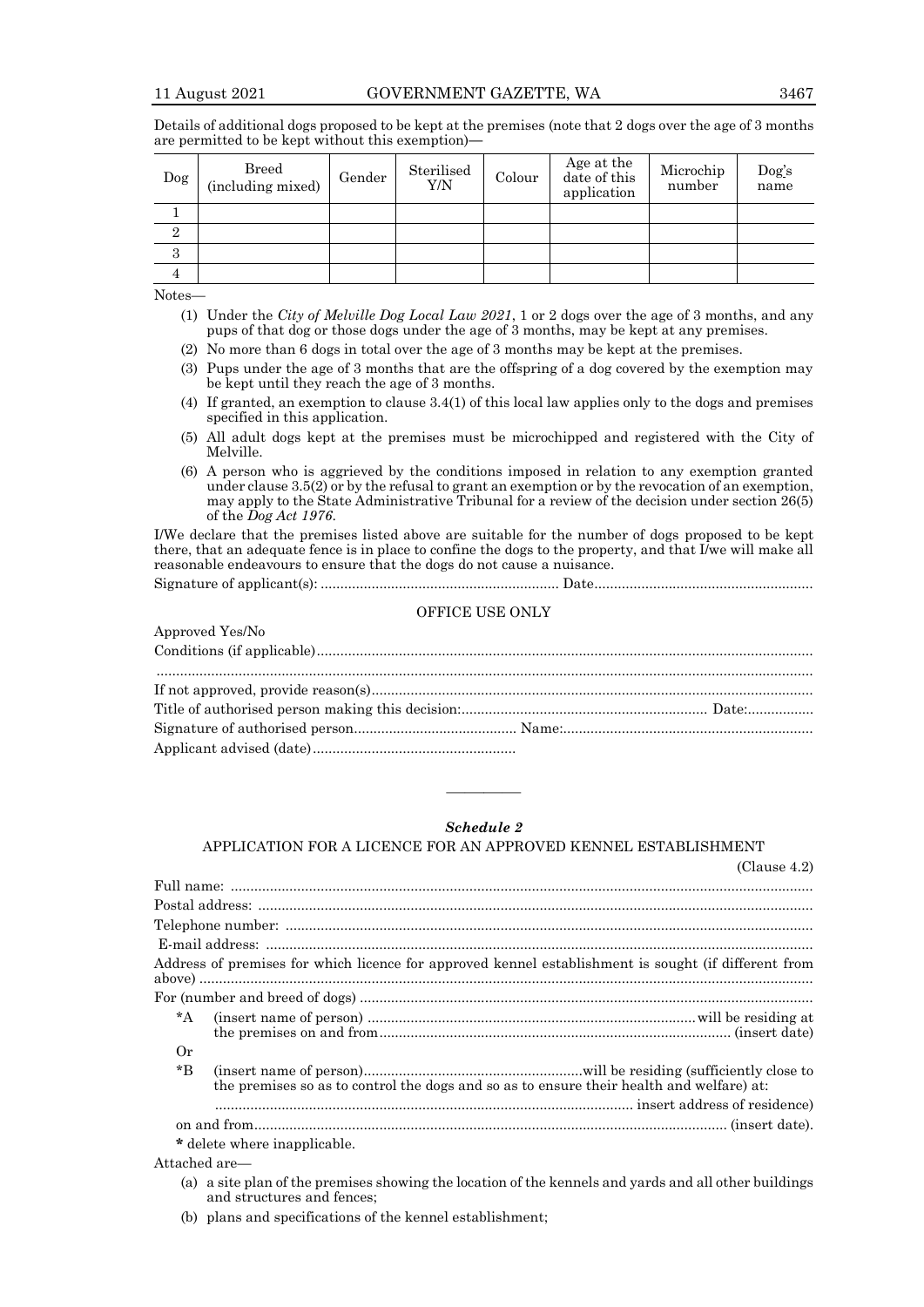Details of additional dogs proposed to be kept at the premises (note that 2 dogs over the age of 3 months are permitted to be kept without this exemption)—

| Dog | Breed (including mixed) | Gender | Sterilised Y/N | Colour | Age at the date of this application | Microchip number | Dog's name |
|---|---|---|---|---|---|---|---|
| 1 | | | | | | | |
| 2 | | | | | | | |
| 3 | | | | | | | |
| 4 | | | | | | | |

Notes—

(1) Under the *City of Melville Dog Local Law 2021*, 1 or 2 dogs over the age of 3 months, and any pups of that dog or those dogs under the age of 3 months, may be kept at any premises.

(2) No more than 6 dogs in total over the age of 3 months may be kept at the premises.

(3) Pups under the age of 3 months that are the offspring of a dog covered by the exemption may be kept until they reach the age of 3 months.

(4) If granted, an exemption to clause 3.4(1) of this local law applies only to the dogs and premises specified in this application.

(5) All adult dogs kept at the premises must be microchipped and registered with the City of Melville.

(6) A person who is aggrieved by the conditions imposed in relation to any exemption granted under clause 3.5(2) or by the refusal to grant an exemption or by the revocation of an exemption, may apply to the State Administrative Tribunal for a review of the decision under section 26(5) of the *Dog Act 1976*.

I/We declare that the premises listed above are suitable for the number of dogs proposed to be kept there, that an adequate fence is in place to confine the dogs to the property, and that I/we will make all reasonable endeavours to ensure that the dogs do not cause a nuisance.

Signature of applicant(s): ............................................................ Date.......................................................

OFFICE USE ONLY

Approved Yes/No

Conditions (if applicable)..............................................................................................................................

.....................................................................................................................................................................

If not approved, provide reason(s)................................................................................................................

Title of authorised person making this decision:.............................................................. Date:.................

Signature of authorised person.......................................... Name:...............................................................

Applicant advised (date)....................................................

---

## *Schedule 2*

### APPLICATION FOR A LICENCE FOR AN APPROVED KENNEL ESTABLISHMENT

(Clause 4.2)

Full name: ....................................................................................................................................................

Postal address: .............................................................................................................................................

Telephone number: ......................................................................................................................................

E-mail address: ...........................................................................................................................................

Address of premises for which licence for approved kennel establishment is sought (if different from above) ...........................................................................................................................................................

For (number and breed of dogs) ....................................................................................................................

*A (insert name of person) ....................................................................................will be residing at the premises on and from.......................................................................................... (insert date)

Or

*B (insert name of person).......................................................will be residing (sufficiently close to the premises so as to control the dogs and so as to ensure their health and welfare) at:

........................................................................................................... insert address of residence)

on and from......................................................................................................................... (insert date).

\* delete where inapplicable.

Attached are—

(a) a site plan of the premises showing the location of the kennels and yards and all other buildings and structures and fences;

(b) plans and specifications of the kennel establishment;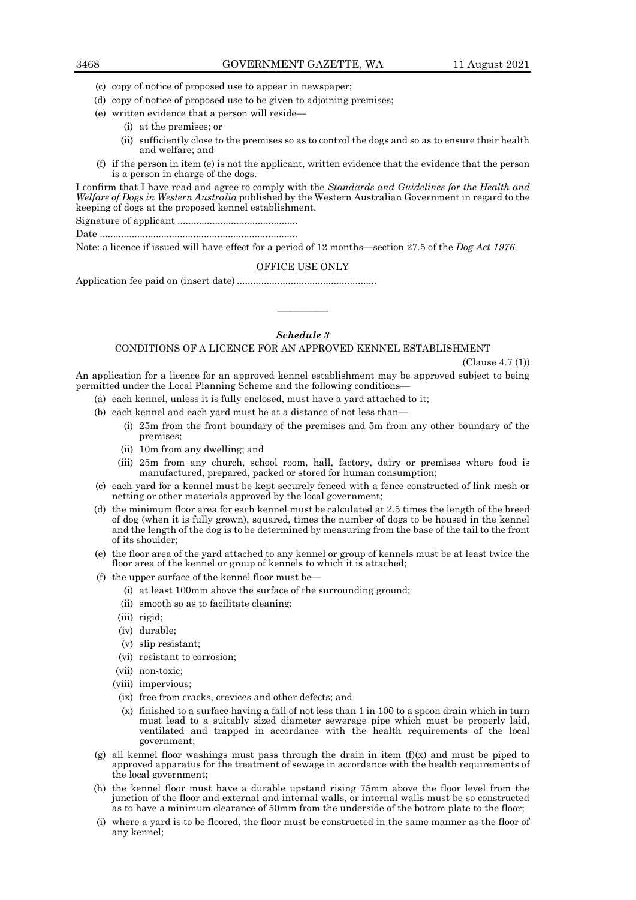(c) copy of notice of proposed use to appear in newspaper;

(d) copy of notice of proposed use to be given to adjoining premises;

(e) written evidence that a person will reside—

(i) at the premises; or

(ii) sufficiently close to the premises so as to control the dogs and so as to ensure their health and welfare; and

(f) if the person in item (e) is not the applicant, written evidence that the evidence that the person is a person in charge of the dogs.

I confirm that I have read and agree to comply with the *Standards and Guidelines for the Health and Welfare of Dogs in Western Australia* published by the Western Australian Government in regard to the keeping of dogs at the proposed kennel establishment.

Signature of applicant .............................................

Date ..........................................................................

Note: a licence if issued will have effect for a period of 12 months—section 27.5 of the *Dog Act 1976*.

OFFICE USE ONLY

Application fee paid on (insert date) ....................................................

———————

## *Schedule 3*

### CONDITIONS OF A LICENCE FOR AN APPROVED KENNEL ESTABLISHMENT

(Clause 4.7 (1))

An application for a licence for an approved kennel establishment may be approved subject to being permitted under the Local Planning Scheme and the following conditions—

(a) each kennel, unless it is fully enclosed, must have a yard attached to it;

(b) each kennel and each yard must be at a distance of not less than—

(i) 25m from the front boundary of the premises and 5m from any other boundary of the premises;

(ii) 10m from any dwelling; and

(iii) 25m from any church, school room, hall, factory, dairy or premises where food is manufactured, prepared, packed or stored for human consumption;

(c) each yard for a kennel must be kept securely fenced with a fence constructed of link mesh or netting or other materials approved by the local government;

(d) the minimum floor area for each kennel must be calculated at 2.5 times the length of the breed of dog (when it is fully grown), squared, times the number of dogs to be housed in the kennel and the length of the dog is to be determined by measuring from the base of the tail to the front of its shoulder;

(e) the floor area of the yard attached to any kennel or group of kennels must be at least twice the floor area of the kennel or group of kennels to which it is attached;

(f) the upper surface of the kennel floor must be—

(i) at least 100mm above the surface of the surrounding ground;

(ii) smooth so as to facilitate cleaning;

(iii) rigid;

(iv) durable;

(v) slip resistant;

(vi) resistant to corrosion;

(vii) non-toxic;

(viii) impervious;

(ix) free from cracks, crevices and other defects; and

(x) finished to a surface having a fall of not less than 1 in 100 to a spoon drain which in turn must lead to a suitably sized diameter sewerage pipe which must be properly laid, ventilated and trapped in accordance with the health requirements of the local government;

(g) all kennel floor washings must pass through the drain in item (f)(x) and must be piped to approved apparatus for the treatment of sewage in accordance with the health requirements of the local government;

(h) the kennel floor must have a durable upstand rising 75mm above the floor level from the junction of the floor and external and internal walls, or internal walls must be so constructed as to have a minimum clearance of 50mm from the underside of the bottom plate to the floor;

(i) where a yard is to be floored, the floor must be constructed in the same manner as the floor of any kennel;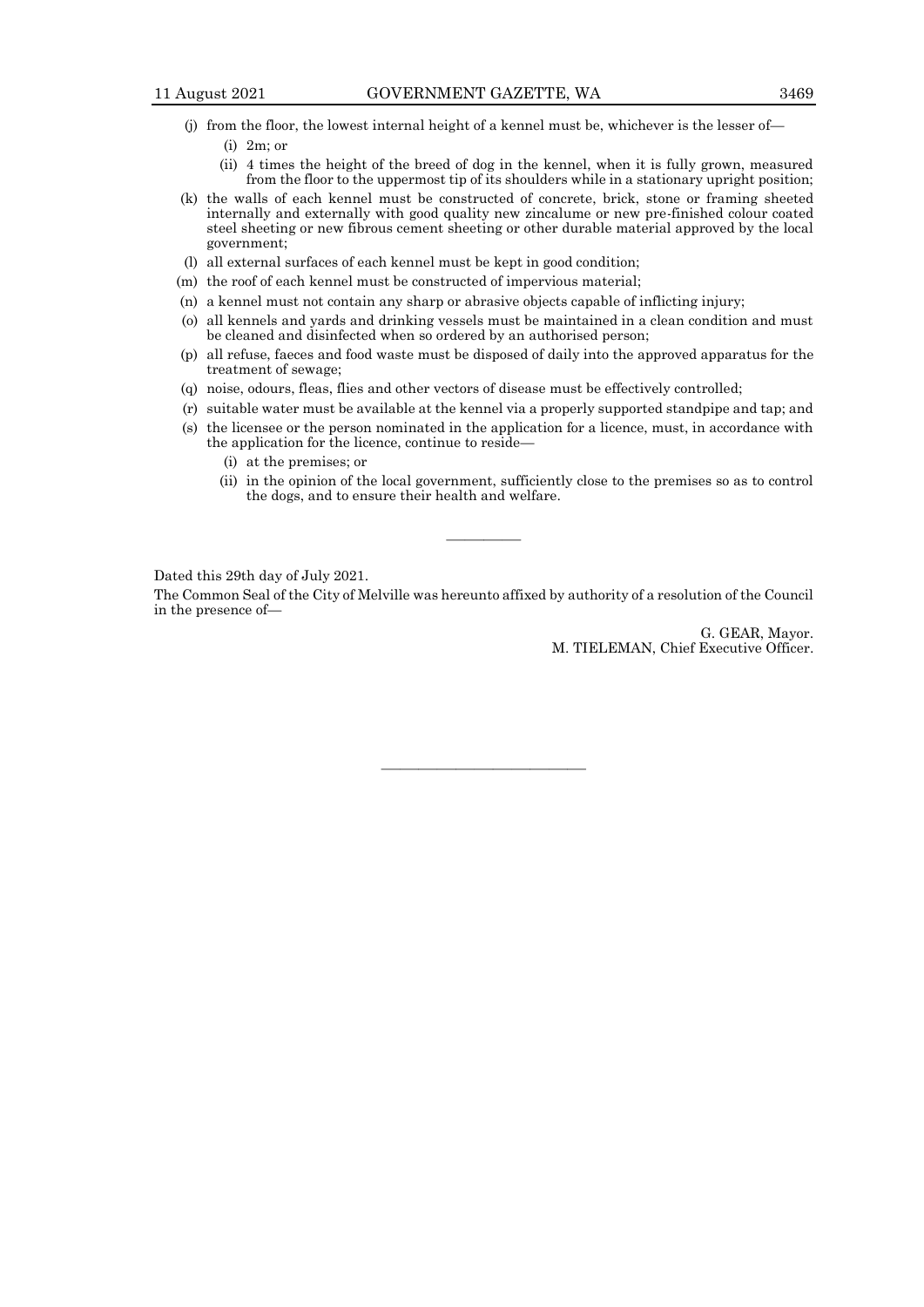(j) from the floor, the lowest internal height of a kennel must be, whichever is the lesser of—

(i) 2m; or

(ii) 4 times the height of the breed of dog in the kennel, when it is fully grown, measured from the floor to the uppermost tip of its shoulders while in a stationary upright position;

(k) the walls of each kennel must be constructed of concrete, brick, stone or framing sheeted internally and externally with good quality new zincalume or new pre-finished colour coated steel sheeting or new fibrous cement sheeting or other durable material approved by the local government;

(l) all external surfaces of each kennel must be kept in good condition;

(m) the roof of each kennel must be constructed of impervious material;

(n) a kennel must not contain any sharp or abrasive objects capable of inflicting injury;

(o) all kennels and yards and drinking vessels must be maintained in a clean condition and must be cleaned and disinfected when so ordered by an authorised person;

(p) all refuse, faeces and food waste must be disposed of daily into the approved apparatus for the treatment of sewage;

(q) noise, odours, fleas, flies and other vectors of disease must be effectively controlled;

(r) suitable water must be available at the kennel via a properly supported standpipe and tap; and

(s) the licensee or the person nominated in the application for a licence, must, in accordance with the application for the licence, continue to reside—

(i) at the premises; or

(ii) in the opinion of the local government, sufficiently close to the premises so as to control the dogs, and to ensure their health and welfare.

---

Dated this 29th day of July 2021.

The Common Seal of the City of Melville was hereunto affixed by authority of a resolution of the Council in the presence of—

G. GEAR, Mayor.
M. TIELEMAN, Chief Executive Officer.

---